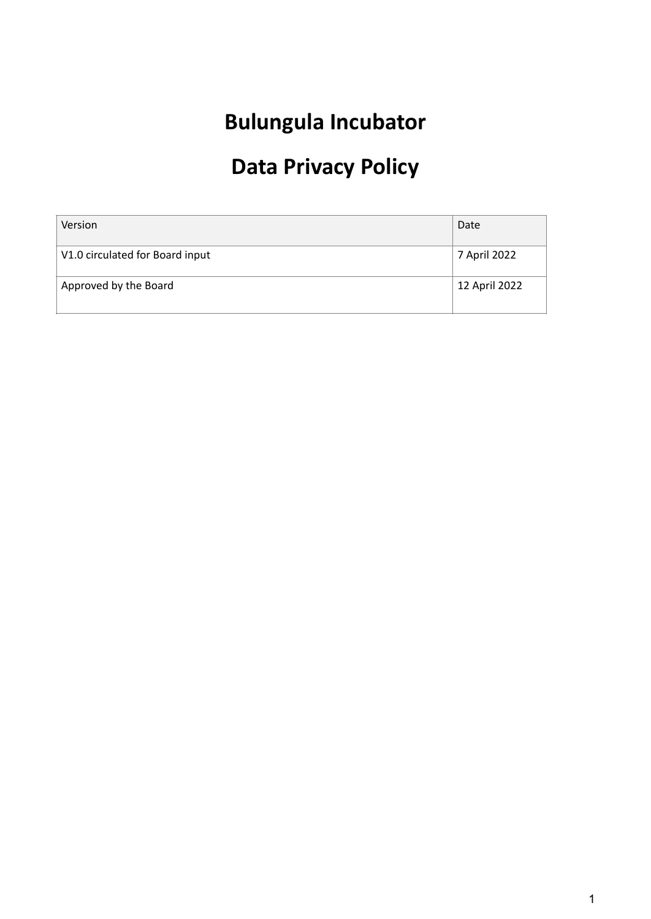# Bulungula Incubator

# Data Privacy Policy

| Version | Date |
| --- | --- |
| V1.0 circulated for Board input | 7 April 2022 |
| Approved by the Board | 12 April 2022 |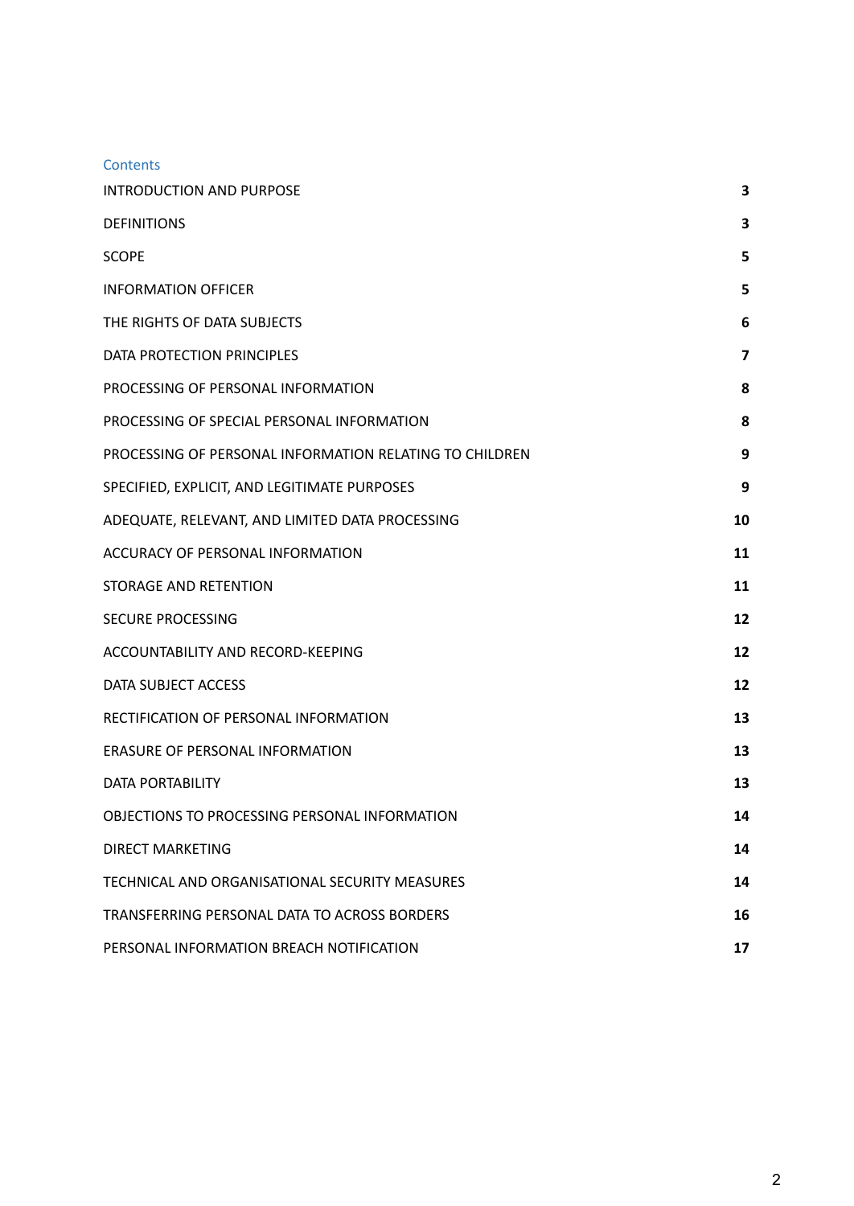## Contents

| | |
|---|---|
| INTRODUCTION AND PURPOSE | **3** |
| DEFINITIONS | **3** |
| SCOPE | **5** |
| INFORMATION OFFICER | **5** |
| THE RIGHTS OF DATA SUBJECTS | **6** |
| DATA PROTECTION PRINCIPLES | **7** |
| PROCESSING OF PERSONAL INFORMATION | **8** |
| PROCESSING OF SPECIAL PERSONAL INFORMATION | **8** |
| PROCESSING OF PERSONAL INFORMATION RELATING TO CHILDREN | **9** |
| SPECIFIED, EXPLICIT, AND LEGITIMATE PURPOSES | **9** |
| ADEQUATE, RELEVANT, AND LIMITED DATA PROCESSING | **10** |
| ACCURACY OF PERSONAL INFORMATION | **11** |
| STORAGE AND RETENTION | **11** |
| SECURE PROCESSING | **12** |
| ACCOUNTABILITY AND RECORD-KEEPING | **12** |
| DATA SUBJECT ACCESS | **12** |
| RECTIFICATION OF PERSONAL INFORMATION | **13** |
| ERASURE OF PERSONAL INFORMATION | **13** |
| DATA PORTABILITY | **13** |
| OBJECTIONS TO PROCESSING PERSONAL INFORMATION | **14** |
| DIRECT MARKETING | **14** |
| TECHNICAL AND ORGANISATIONAL SECURITY MEASURES | **14** |
| TRANSFERRING PERSONAL DATA TO ACROSS BORDERS | **16** |
| PERSONAL INFORMATION BREACH NOTIFICATION | **17** |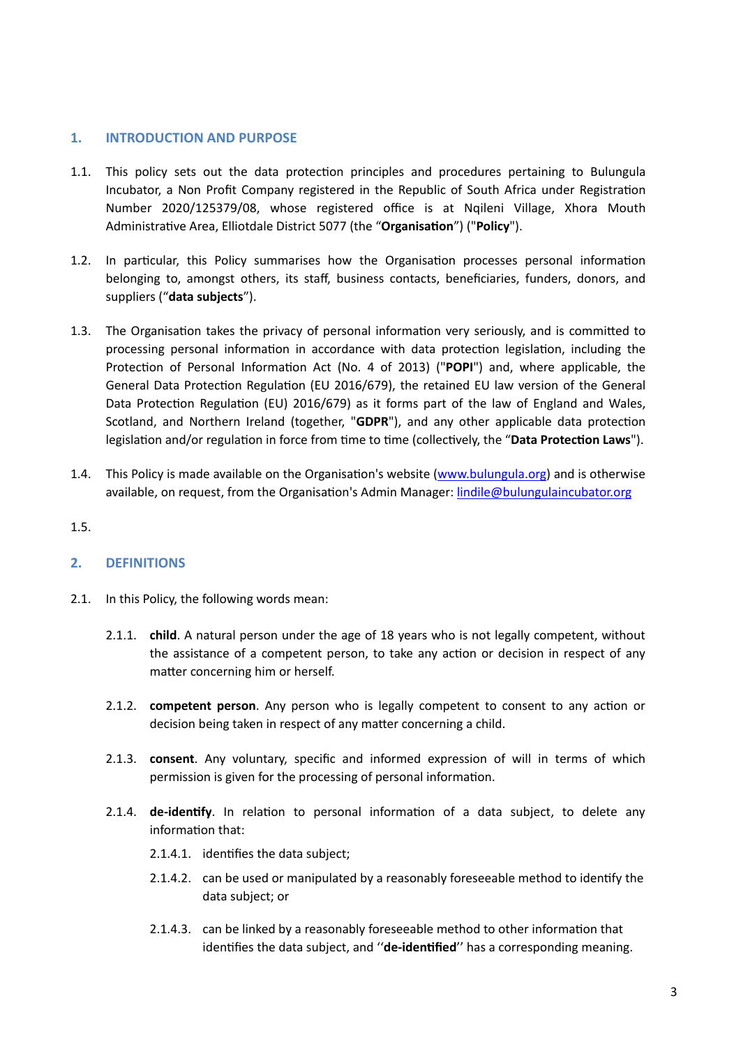## 1. INTRODUCTION AND PURPOSE

1.1. This policy sets out the data protection principles and procedures pertaining to Bulungula Incubator, a Non Profit Company registered in the Republic of South Africa under Registration Number 2020/125379/08, whose registered office is at Nqileni Village, Xhora Mouth Administrative Area, Elliotdale District 5077 (the "**Organisation**") ("**Policy**").

1.2. In particular, this Policy summarises how the Organisation processes personal information belonging to, amongst others, its staff, business contacts, beneficiaries, funders, donors, and suppliers ("**data subjects**").

1.3. The Organisation takes the privacy of personal information very seriously, and is committed to processing personal information in accordance with data protection legislation, including the Protection of Personal Information Act (No. 4 of 2013) ("**POPI**") and, where applicable, the General Data Protection Regulation (EU 2016/679), the retained EU law version of the General Data Protection Regulation (EU) 2016/679) as it forms part of the law of England and Wales, Scotland, and Northern Ireland (together, "**GDPR**"), and any other applicable data protection legislation and/or regulation in force from time to time (collectively, the "**Data Protection Laws**").

1.4. This Policy is made available on the Organisation's website ([www.bulungula.org](www.bulungula.org)) and is otherwise available, on request, from the Organisation's Admin Manager: [lindile@bulungulaincubator.org](mailto:lindile@bulungulaincubator.org)

1.5.

## 2. DEFINITIONS

2.1. In this Policy, the following words mean:

2.1.1. **child**. A natural person under the age of 18 years who is not legally competent, without the assistance of a competent person, to take any action or decision in respect of any matter concerning him or herself.

2.1.2. **competent person**. Any person who is legally competent to consent to any action or decision being taken in respect of any matter concerning a child.

2.1.3. **consent**. Any voluntary, specific and informed expression of will in terms of which permission is given for the processing of personal information.

2.1.4. **de-identify**. In relation to personal information of a data subject, to delete any information that:

2.1.4.1. identifies the data subject;

2.1.4.2. can be used or manipulated by a reasonably foreseeable method to identify the data subject; or

2.1.4.3. can be linked by a reasonably foreseeable method to other information that identifies the data subject, and ''**de-identified**'' has a corresponding meaning.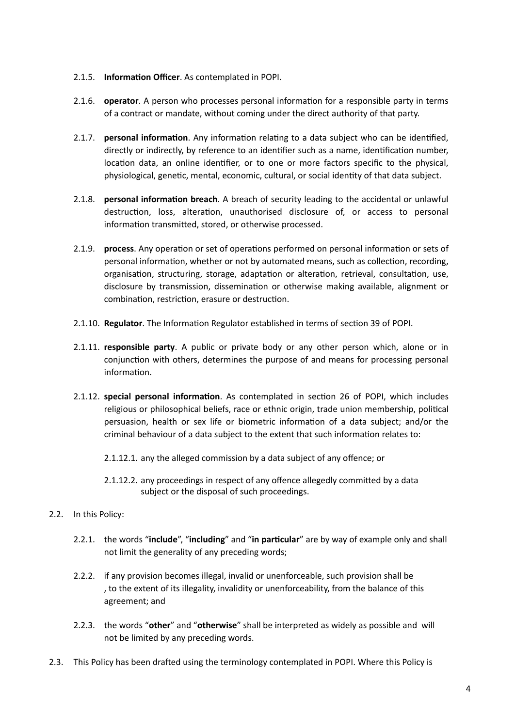2.1.5. **Information Officer**. As contemplated in POPI.

2.1.6. **operator**. A person who processes personal information for a responsible party in terms of a contract or mandate, without coming under the direct authority of that party.

2.1.7. **personal information**. Any information relating to a data subject who can be identified, directly or indirectly, by reference to an identifier such as a name, identification number, location data, an online identifier, or to one or more factors specific to the physical, physiological, genetic, mental, economic, cultural, or social identity of that data subject.

2.1.8. **personal information breach**. A breach of security leading to the accidental or unlawful destruction, loss, alteration, unauthorised disclosure of, or access to personal information transmitted, stored, or otherwise processed.

2.1.9. **process**. Any operation or set of operations performed on personal information or sets of personal information, whether or not by automated means, such as collection, recording, organisation, structuring, storage, adaptation or alteration, retrieval, consultation, use, disclosure by transmission, dissemination or otherwise making available, alignment or combination, restriction, erasure or destruction.

2.1.10. **Regulator**. The Information Regulator established in terms of section 39 of POPI.

2.1.11. **responsible party**. A public or private body or any other person which, alone or in conjunction with others, determines the purpose of and means for processing personal information.

2.1.12. **special personal information**. As contemplated in section 26 of POPI, which includes religious or philosophical beliefs, race or ethnic origin, trade union membership, political persuasion, health or sex life or biometric information of a data subject; and/or the criminal behaviour of a data subject to the extent that such information relates to:

2.1.12.1. any the alleged commission by a data subject of any offence; or

2.1.12.2. any proceedings in respect of any offence allegedly committed by a data subject or the disposal of such proceedings.

2.2. In this Policy:

2.2.1. the words "**include**", "**including**" and "**in particular**" are by way of example only and shall not limit the generality of any preceding words;

2.2.2. if any provision becomes illegal, invalid or unenforceable, such provision shall be , to the extent of its illegality, invalidity or unenforceability, from the balance of this agreement; and

2.2.3. the words "**other**" and "**otherwise**" shall be interpreted as widely as possible and will not be limited by any preceding words.

2.3. This Policy has been drafted using the terminology contemplated in POPI. Where this Policy is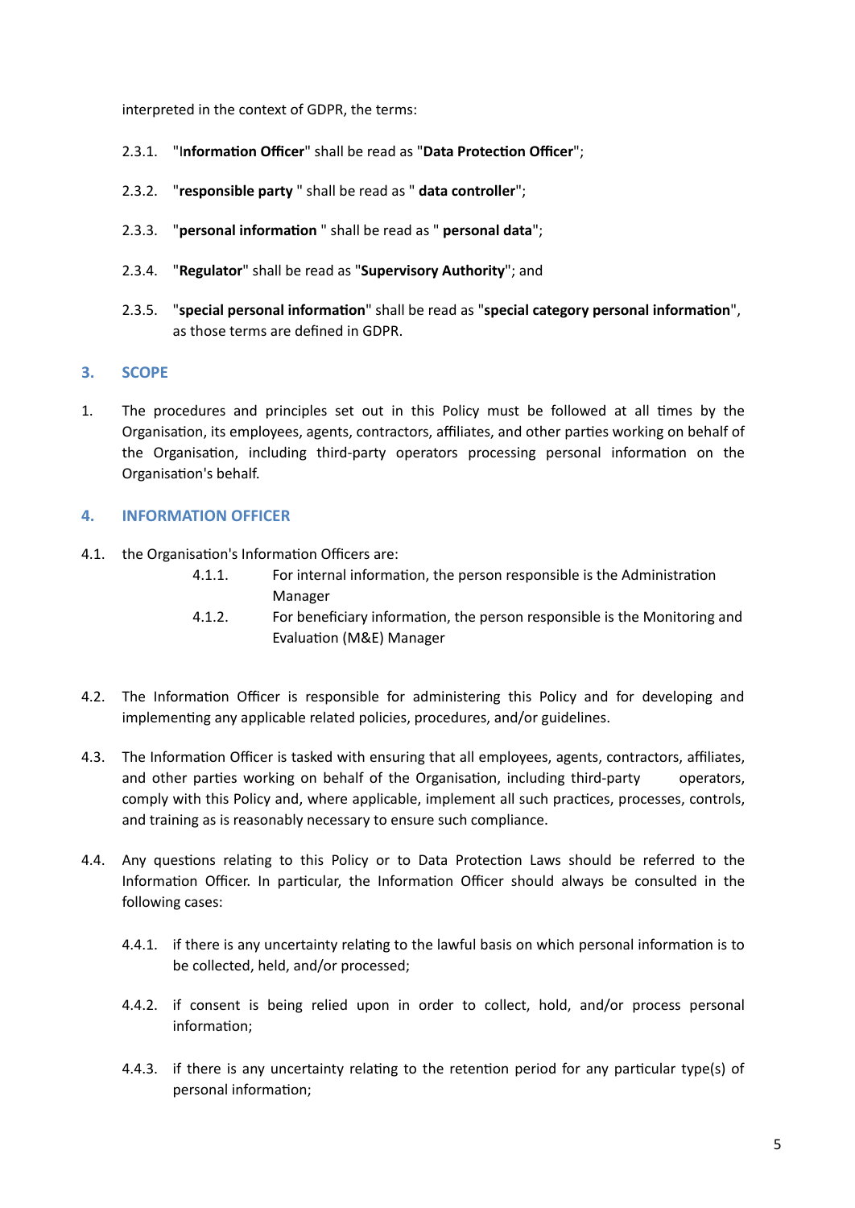interpreted in the context of GDPR, the terms:

2.3.1. "**Information Officer**" shall be read as "**Data Protection Officer**";

2.3.2. "**responsible party** " shall be read as " **data controller**";

2.3.3. "**personal information** " shall be read as " **personal data**";

2.3.4. "**Regulator**" shall be read as "**Supervisory Authority**"; and

2.3.5. "**special personal information**" shall be read as "**special category personal information**", as those terms are defined in GDPR.

## 3. SCOPE

1. The procedures and principles set out in this Policy must be followed at all times by the Organisation, its employees, agents, contractors, affiliates, and other parties working on behalf of the Organisation, including third-party operators processing personal information on the Organisation's behalf.

## 4. INFORMATION OFFICER

4.1. the Organisation's Information Officers are:

4.1.1. For internal information, the person responsible is the Administration Manager

4.1.2. For beneficiary information, the person responsible is the Monitoring and Evaluation (M&E) Manager

4.2. The Information Officer is responsible for administering this Policy and for developing and implementing any applicable related policies, procedures, and/or guidelines.

4.3. The Information Officer is tasked with ensuring that all employees, agents, contractors, affiliates, and other parties working on behalf of the Organisation, including third-party operators, comply with this Policy and, where applicable, implement all such practices, processes, controls, and training as is reasonably necessary to ensure such compliance.

4.4. Any questions relating to this Policy or to Data Protection Laws should be referred to the Information Officer. In particular, the Information Officer should always be consulted in the following cases:

4.4.1. if there is any uncertainty relating to the lawful basis on which personal information is to be collected, held, and/or processed;

4.4.2. if consent is being relied upon in order to collect, hold, and/or process personal information;

4.4.3. if there is any uncertainty relating to the retention period for any particular type(s) of personal information;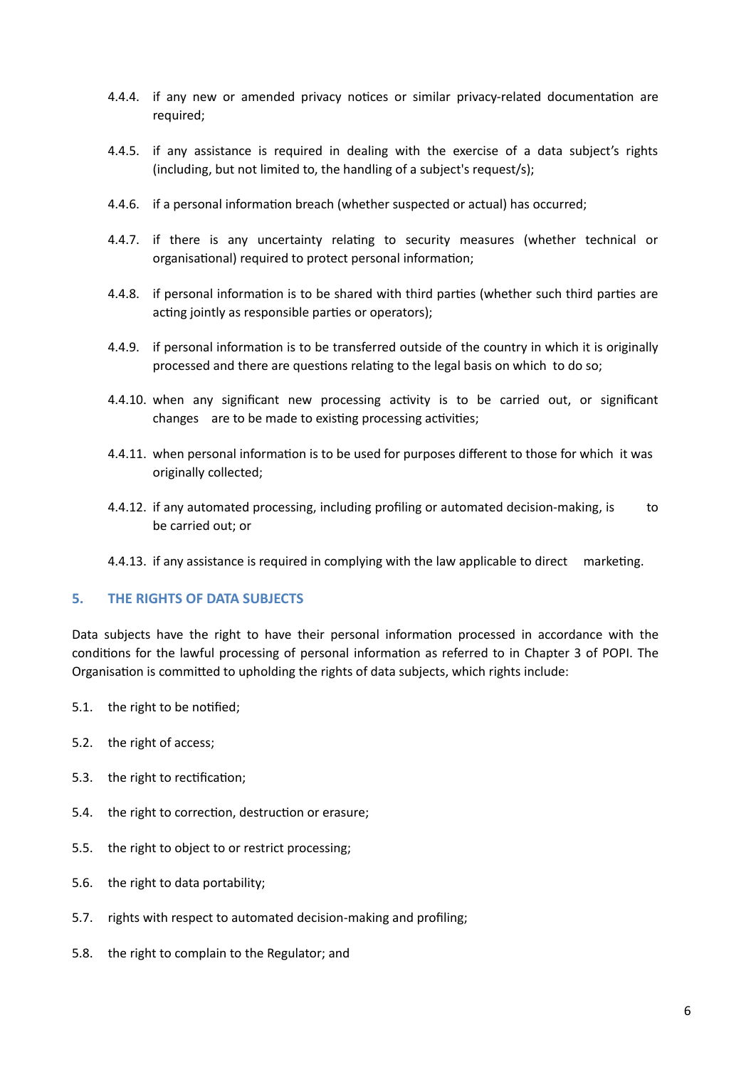4.4.4. if any new or amended privacy notices or similar privacy-related documentation are required;

4.4.5. if any assistance is required in dealing with the exercise of a data subject's rights (including, but not limited to, the handling of a subject's request/s);

4.4.6. if a personal information breach (whether suspected or actual) has occurred;

4.4.7. if there is any uncertainty relating to security measures (whether technical or organisational) required to protect personal information;

4.4.8. if personal information is to be shared with third parties (whether such third parties are acting jointly as responsible parties or operators);

4.4.9. if personal information is to be transferred outside of the country in which it is originally processed and there are questions relating to the legal basis on which to do so;

4.4.10. when any significant new processing activity is to be carried out, or significant changes are to be made to existing processing activities;

4.4.11. when personal information is to be used for purposes different to those for which it was originally collected;

4.4.12. if any automated processing, including profiling or automated decision-making, is to be carried out; or

4.4.13. if any assistance is required in complying with the law applicable to direct marketing.

## 5. THE RIGHTS OF DATA SUBJECTS

Data subjects have the right to have their personal information processed in accordance with the conditions for the lawful processing of personal information as referred to in Chapter 3 of POPI. The Organisation is committed to upholding the rights of data subjects, which rights include:

5.1. the right to be notified;

5.2. the right of access;

5.3. the right to rectification;

5.4. the right to correction, destruction or erasure;

5.5. the right to object to or restrict processing;

5.6. the right to data portability;

5.7. rights with respect to automated decision-making and profiling;

5.8. the right to complain to the Regulator; and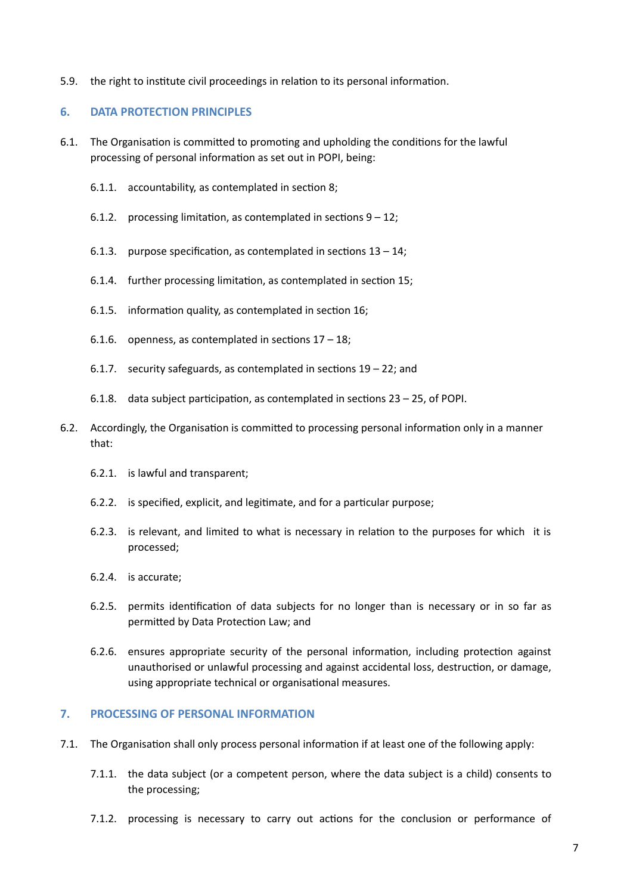5.9. the right to institute civil proceedings in relation to its personal information.

## 6. DATA PROTECTION PRINCIPLES

6.1. The Organisation is committed to promoting and upholding the conditions for the lawful processing of personal information as set out in POPI, being:

- 6.1.1. accountability, as contemplated in section 8;
- 6.1.2. processing limitation, as contemplated in sections 9 – 12;
- 6.1.3. purpose specification, as contemplated in sections 13 – 14;
- 6.1.4. further processing limitation, as contemplated in section 15;
- 6.1.5. information quality, as contemplated in section 16;
- 6.1.6. openness, as contemplated in sections 17 – 18;
- 6.1.7. security safeguards, as contemplated in sections 19 – 22; and
- 6.1.8. data subject participation, as contemplated in sections 23 – 25, of POPI.

6.2. Accordingly, the Organisation is committed to processing personal information only in a manner that:

- 6.2.1. is lawful and transparent;
- 6.2.2. is specified, explicit, and legitimate, and for a particular purpose;
- 6.2.3. is relevant, and limited to what is necessary in relation to the purposes for which it is processed;
- 6.2.4. is accurate;
- 6.2.5. permits identification of data subjects for no longer than is necessary or in so far as permitted by Data Protection Law; and
- 6.2.6. ensures appropriate security of the personal information, including protection against unauthorised or unlawful processing and against accidental loss, destruction, or damage, using appropriate technical or organisational measures.

## 7. PROCESSING OF PERSONAL INFORMATION

7.1. The Organisation shall only process personal information if at least one of the following apply:

- 7.1.1. the data subject (or a competent person, where the data subject is a child) consents to the processing;
- 7.1.2. processing is necessary to carry out actions for the conclusion or performance of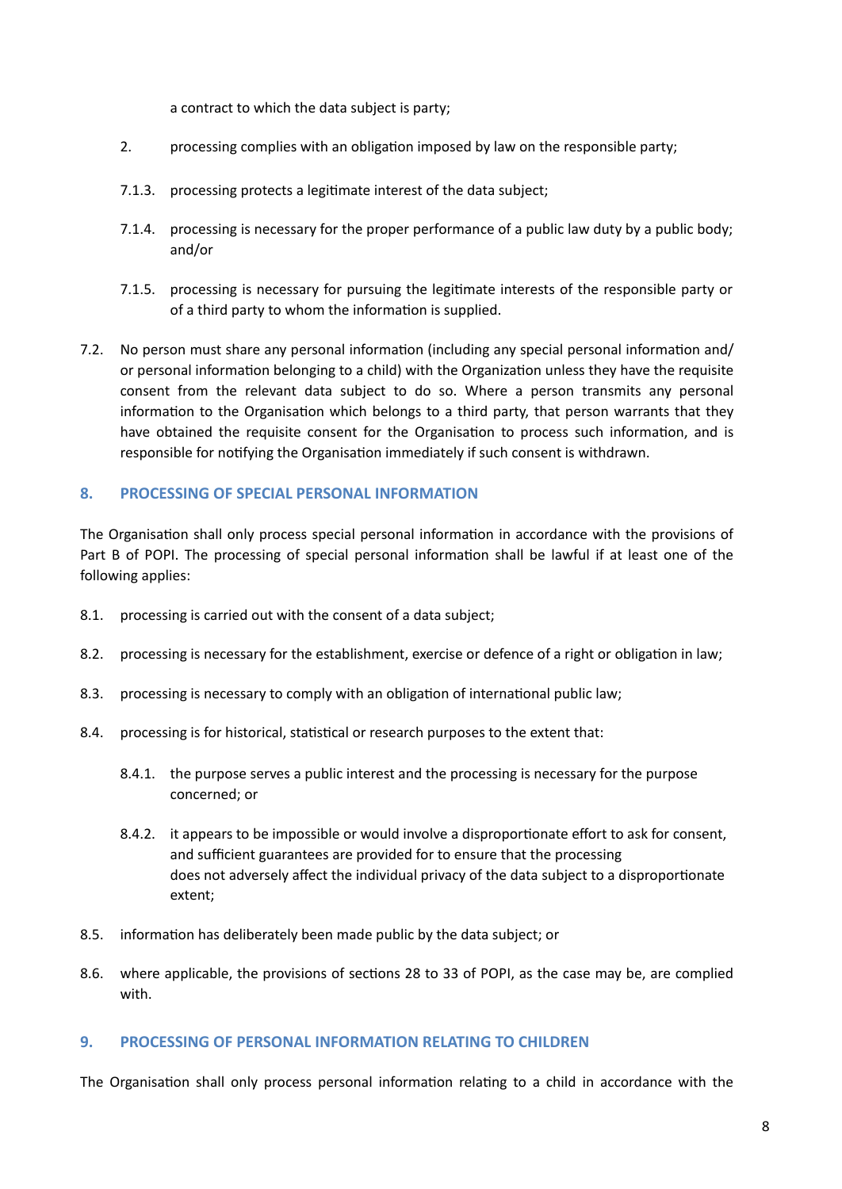a contract to which the data subject is party;

2. processing complies with an obligation imposed by law on the responsible party;

7.1.3. processing protects a legitimate interest of the data subject;

7.1.4. processing is necessary for the proper performance of a public law duty by a public body; and/or

7.1.5. processing is necessary for pursuing the legitimate interests of the responsible party or of a third party to whom the information is supplied.

7.2. No person must share any personal information (including any special personal information and/or personal information belonging to a child) with the Organization unless they have the requisite consent from the relevant data subject to do so. Where a person transmits any personal information to the Organisation which belongs to a third party, that person warrants that they have obtained the requisite consent for the Organisation to process such information, and is responsible for notifying the Organisation immediately if such consent is withdrawn.

## 8. PROCESSING OF SPECIAL PERSONAL INFORMATION

The Organisation shall only process special personal information in accordance with the provisions of Part B of POPI. The processing of special personal information shall be lawful if at least one of the following applies:

8.1. processing is carried out with the consent of a data subject;

8.2. processing is necessary for the establishment, exercise or defence of a right or obligation in law;

8.3. processing is necessary to comply with an obligation of international public law;

8.4. processing is for historical, statistical or research purposes to the extent that:

8.4.1. the purpose serves a public interest and the processing is necessary for the purpose concerned; or

8.4.2. it appears to be impossible or would involve a disproportionate effort to ask for consent, and sufficient guarantees are provided for to ensure that the processing does not adversely affect the individual privacy of the data subject to a disproportionate extent;

8.5. information has deliberately been made public by the data subject; or

8.6. where applicable, the provisions of sections 28 to 33 of POPI, as the case may be, are complied with.

## 9. PROCESSING OF PERSONAL INFORMATION RELATING TO CHILDREN

The Organisation shall only process personal information relating to a child in accordance with the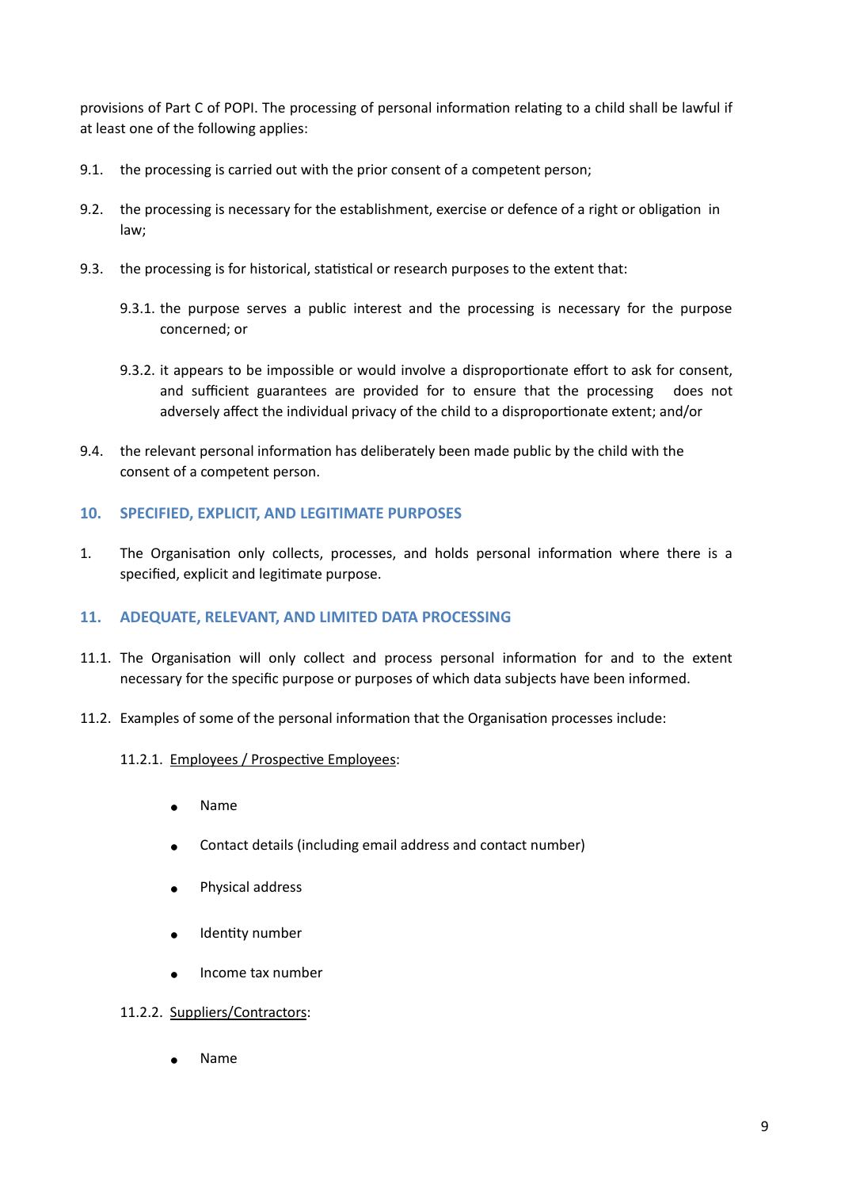provisions of Part C of POPI. The processing of personal information relating to a child shall be lawful if at least one of the following applies:

9.1. the processing is carried out with the prior consent of a competent person;

9.2. the processing is necessary for the establishment, exercise or defence of a right or obligation in law;

9.3. the processing is for historical, statistical or research purposes to the extent that:

   9.3.1. the purpose serves a public interest and the processing is necessary for the purpose concerned; or

   9.3.2. it appears to be impossible or would involve a disproportionate effort to ask for consent, and sufficient guarantees are provided for to ensure that the processing does not adversely affect the individual privacy of the child to a disproportionate extent; and/or

9.4. the relevant personal information has deliberately been made public by the child with the consent of a competent person.

## 10. SPECIFIED, EXPLICIT, AND LEGITIMATE PURPOSES

1. The Organisation only collects, processes, and holds personal information where there is a specified, explicit and legitimate purpose.

## 11. ADEQUATE, RELEVANT, AND LIMITED DATA PROCESSING

11.1. The Organisation will only collect and process personal information for and to the extent necessary for the specific purpose or purposes of which data subjects have been informed.

11.2. Examples of some of the personal information that the Organisation processes include:

   11.2.1. <u>Employees / Prospective Employees</u>:

   - Name
   - Contact details (including email address and contact number)
   - Physical address
   - Identity number
   - Income tax number

   11.2.2. <u>Suppliers/Contractors</u>:

   - Name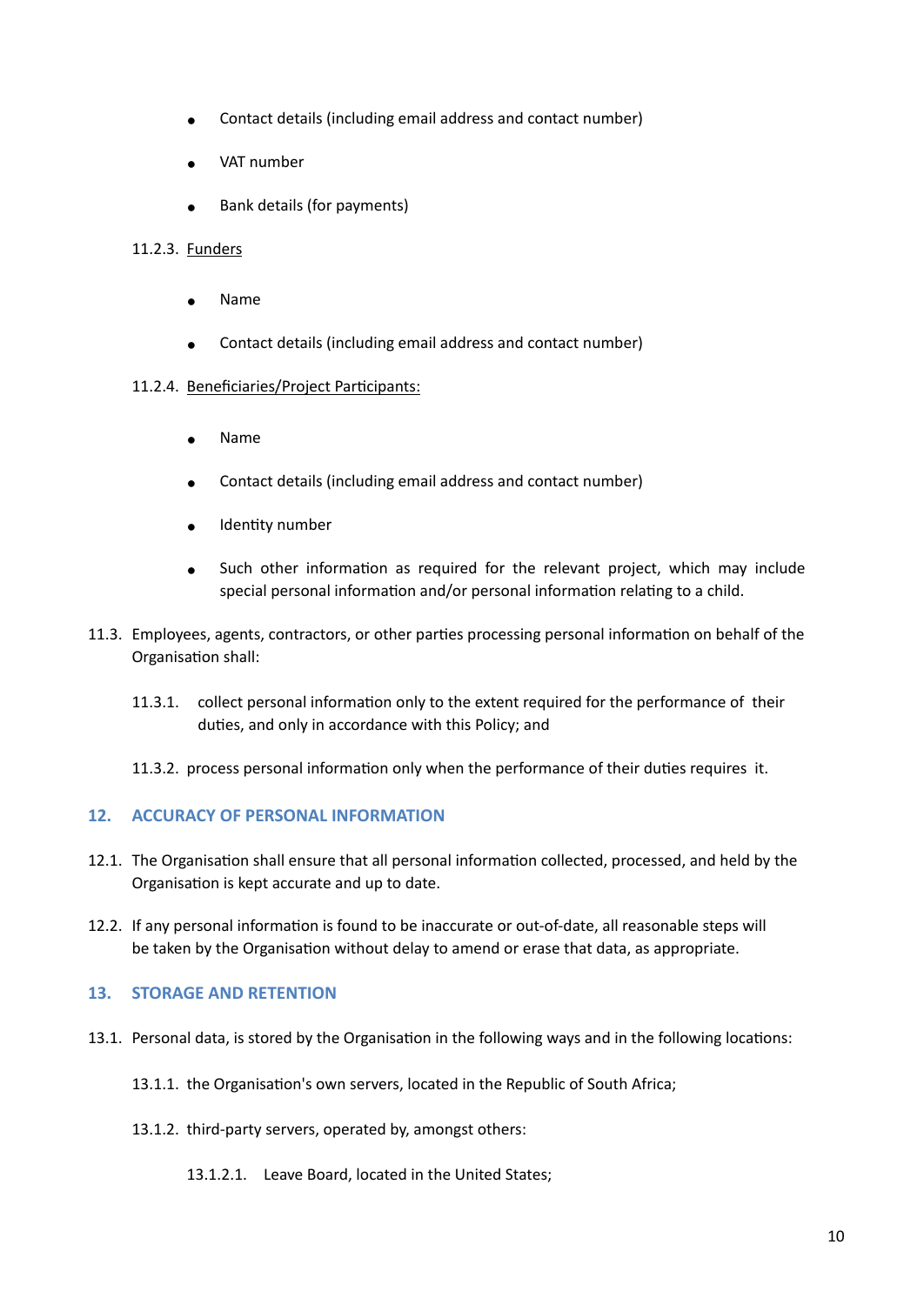- Contact details (including email address and contact number)
- VAT number
- Bank details (for payments)

11.2.3. <u>Funders</u>

- Name
- Contact details (including email address and contact number)

11.2.4. <u>Beneficiaries/Project Participants:</u>

- Name
- Contact details (including email address and contact number)
- Identity number
- Such other information as required for the relevant project, which may include special personal information and/or personal information relating to a child.

11.3. Employees, agents, contractors, or other parties processing personal information on behalf of the Organisation shall:

11.3.1. collect personal information only to the extent required for the performance of their duties, and only in accordance with this Policy; and

11.3.2. process personal information only when the performance of their duties requires it.

## 12. ACCURACY OF PERSONAL INFORMATION

12.1. The Organisation shall ensure that all personal information collected, processed, and held by the Organisation is kept accurate and up to date.

12.2. If any personal information is found to be inaccurate or out-of-date, all reasonable steps will be taken by the Organisation without delay to amend or erase that data, as appropriate.

## 13. STORAGE AND RETENTION

13.1. Personal data, is stored by the Organisation in the following ways and in the following locations:

13.1.1. the Organisation's own servers, located in the Republic of South Africa;

13.1.2. third-party servers, operated by, amongst others:

13.1.2.1. Leave Board, located in the United States;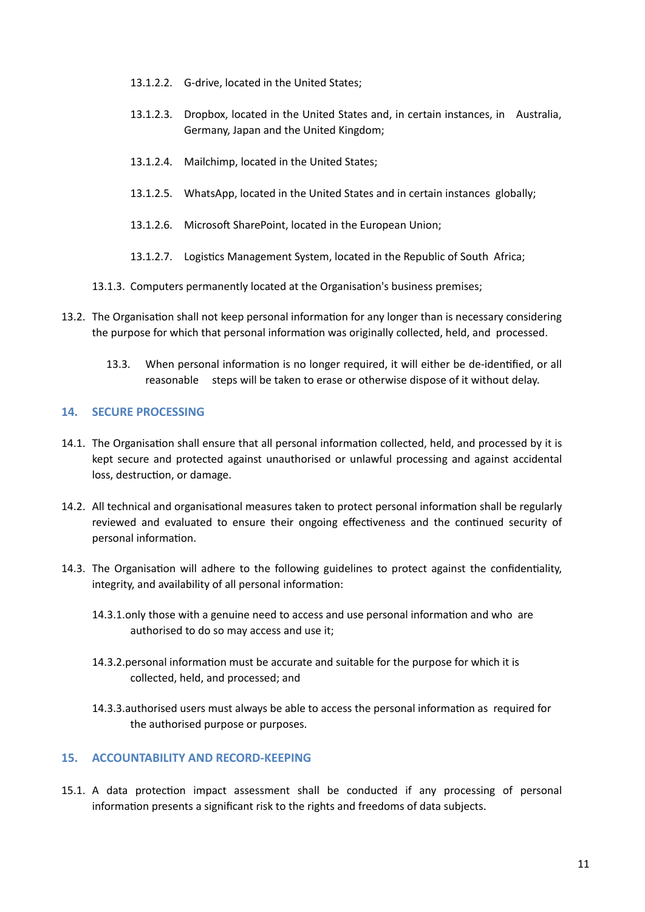13.1.2.2. G-drive, located in the United States;

13.1.2.3. Dropbox, located in the United States and, in certain instances, in Australia, Germany, Japan and the United Kingdom;

13.1.2.4. Mailchimp, located in the United States;

13.1.2.5. WhatsApp, located in the United States and in certain instances globally;

13.1.2.6. Microsoft SharePoint, located in the European Union;

13.1.2.7. Logistics Management System, located in the Republic of South Africa;

13.1.3. Computers permanently located at the Organisation's business premises;

13.2. The Organisation shall not keep personal information for any longer than is necessary considering the purpose for which that personal information was originally collected, held, and processed.

13.3. When personal information is no longer required, it will either be de-identified, or all reasonable steps will be taken to erase or otherwise dispose of it without delay.

## 14. SECURE PROCESSING

14.1. The Organisation shall ensure that all personal information collected, held, and processed by it is kept secure and protected against unauthorised or unlawful processing and against accidental loss, destruction, or damage.

14.2. All technical and organisational measures taken to protect personal information shall be regularly reviewed and evaluated to ensure their ongoing effectiveness and the continued security of personal information.

14.3. The Organisation will adhere to the following guidelines to protect against the confidentiality, integrity, and availability of all personal information:

14.3.1. only those with a genuine need to access and use personal information and who are authorised to do so may access and use it;

14.3.2. personal information must be accurate and suitable for the purpose for which it is collected, held, and processed; and

14.3.3. authorised users must always be able to access the personal information as required for the authorised purpose or purposes.

## 15. ACCOUNTABILITY AND RECORD-KEEPING

15.1. A data protection impact assessment shall be conducted if any processing of personal information presents a significant risk to the rights and freedoms of data subjects.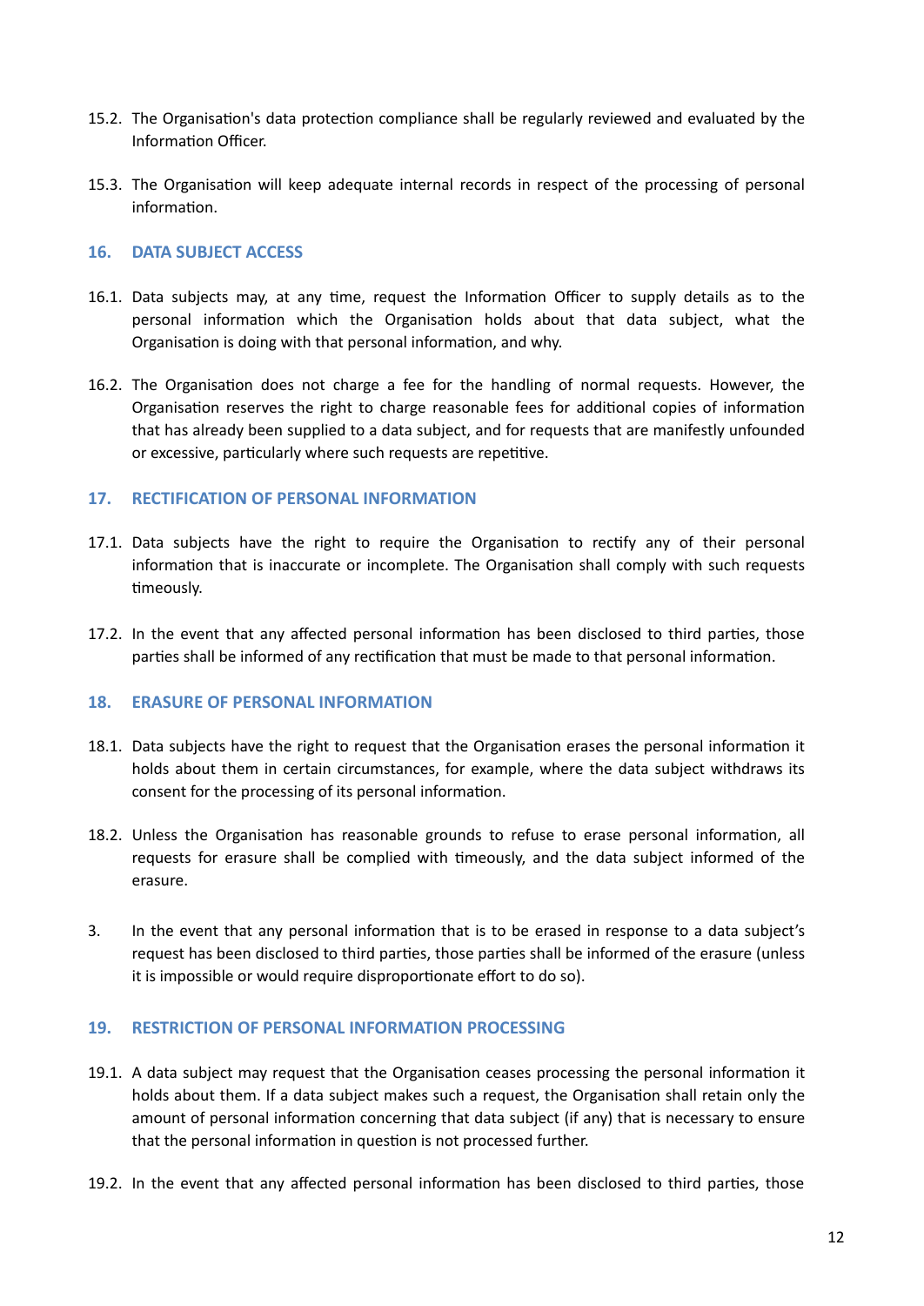15.2. The Organisation's data protection compliance shall be regularly reviewed and evaluated by the Information Officer.

15.3. The Organisation will keep adequate internal records in respect of the processing of personal information.

## 16. DATA SUBJECT ACCESS

16.1. Data subjects may, at any time, request the Information Officer to supply details as to the personal information which the Organisation holds about that data subject, what the Organisation is doing with that personal information, and why.

16.2. The Organisation does not charge a fee for the handling of normal requests. However, the Organisation reserves the right to charge reasonable fees for additional copies of information that has already been supplied to a data subject, and for requests that are manifestly unfounded or excessive, particularly where such requests are repetitive.

## 17. RECTIFICATION OF PERSONAL INFORMATION

17.1. Data subjects have the right to require the Organisation to rectify any of their personal information that is inaccurate or incomplete. The Organisation shall comply with such requests timeously.

17.2. In the event that any affected personal information has been disclosed to third parties, those parties shall be informed of any rectification that must be made to that personal information.

## 18. ERASURE OF PERSONAL INFORMATION

18.1. Data subjects have the right to request that the Organisation erases the personal information it holds about them in certain circumstances, for example, where the data subject withdraws its consent for the processing of its personal information.

18.2. Unless the Organisation has reasonable grounds to refuse to erase personal information, all requests for erasure shall be complied with timeously, and the data subject informed of the erasure.

3. In the event that any personal information that is to be erased in response to a data subject's request has been disclosed to third parties, those parties shall be informed of the erasure (unless it is impossible or would require disproportionate effort to do so).

## 19. RESTRICTION OF PERSONAL INFORMATION PROCESSING

19.1. A data subject may request that the Organisation ceases processing the personal information it holds about them. If a data subject makes such a request, the Organisation shall retain only the amount of personal information concerning that data subject (if any) that is necessary to ensure that the personal information in question is not processed further.

19.2. In the event that any affected personal information has been disclosed to third parties, those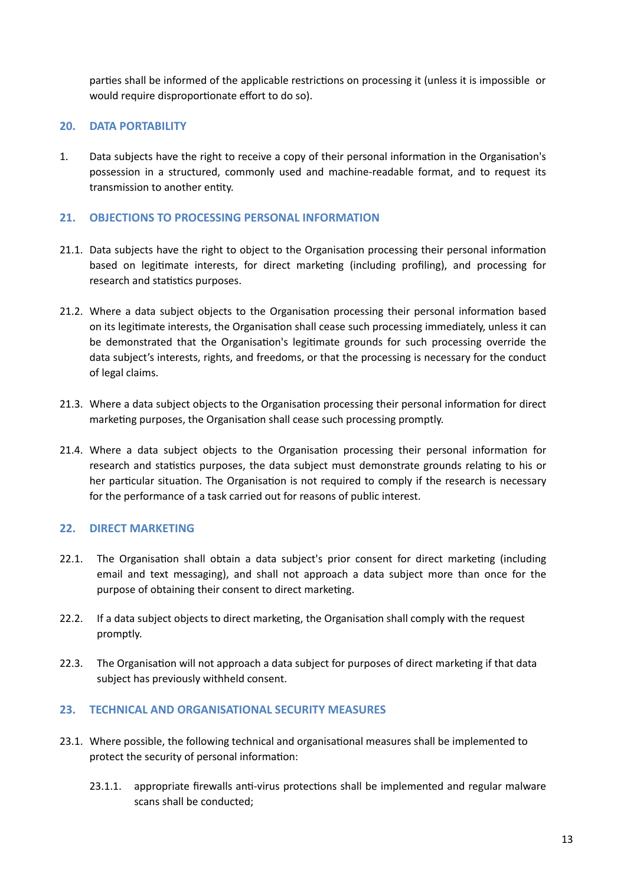parties shall be informed of the applicable restrictions on processing it (unless it is impossible or would require disproportionate effort to do so).

## 20. DATA PORTABILITY

1. Data subjects have the right to receive a copy of their personal information in the Organisation's possession in a structured, commonly used and machine-readable format, and to request its transmission to another entity.

## 21. OBJECTIONS TO PROCESSING PERSONAL INFORMATION

21.1. Data subjects have the right to object to the Organisation processing their personal information based on legitimate interests, for direct marketing (including profiling), and processing for research and statistics purposes.

21.2. Where a data subject objects to the Organisation processing their personal information based on its legitimate interests, the Organisation shall cease such processing immediately, unless it can be demonstrated that the Organisation's legitimate grounds for such processing override the data subject's interests, rights, and freedoms, or that the processing is necessary for the conduct of legal claims.

21.3. Where a data subject objects to the Organisation processing their personal information for direct marketing purposes, the Organisation shall cease such processing promptly.

21.4. Where a data subject objects to the Organisation processing their personal information for research and statistics purposes, the data subject must demonstrate grounds relating to his or her particular situation. The Organisation is not required to comply if the research is necessary for the performance of a task carried out for reasons of public interest.

## 22. DIRECT MARKETING

22.1. The Organisation shall obtain a data subject's prior consent for direct marketing (including email and text messaging), and shall not approach a data subject more than once for the purpose of obtaining their consent to direct marketing.

22.2. If a data subject objects to direct marketing, the Organisation shall comply with the request promptly.

22.3. The Organisation will not approach a data subject for purposes of direct marketing if that data subject has previously withheld consent.

## 23. TECHNICAL AND ORGANISATIONAL SECURITY MEASURES

23.1. Where possible, the following technical and organisational measures shall be implemented to protect the security of personal information:

23.1.1. appropriate firewalls anti-virus protections shall be implemented and regular malware scans shall be conducted;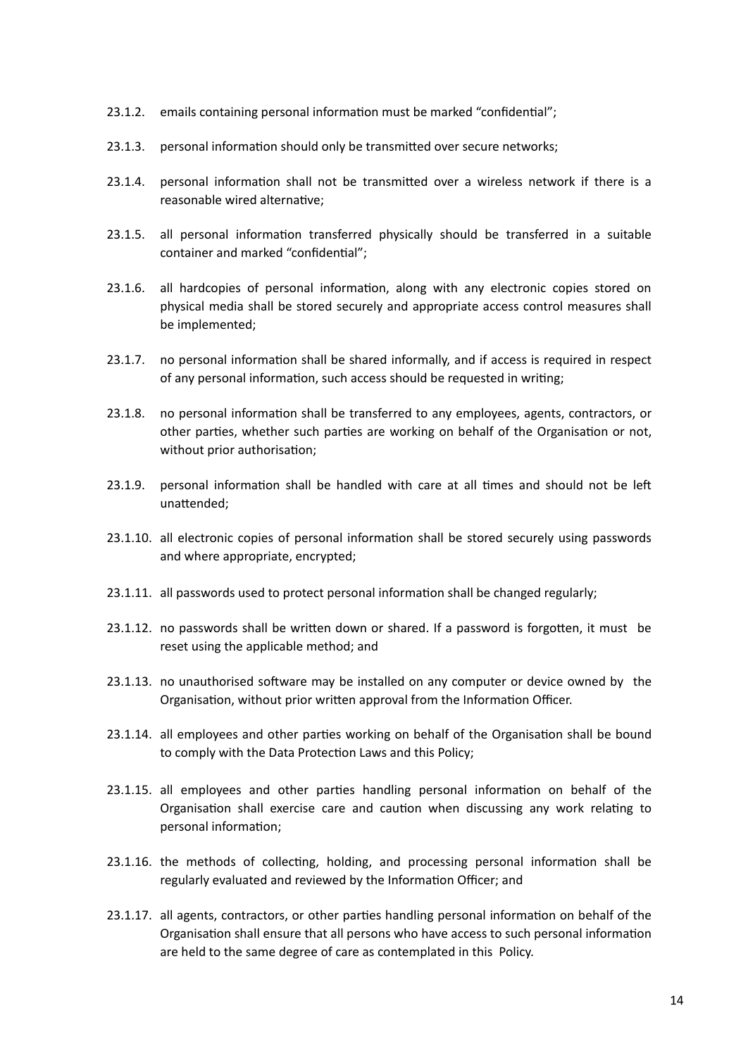23.1.2. emails containing personal information must be marked "confidential";

23.1.3. personal information should only be transmitted over secure networks;

23.1.4. personal information shall not be transmitted over a wireless network if there is a reasonable wired alternative;

23.1.5. all personal information transferred physically should be transferred in a suitable container and marked "confidential";

23.1.6. all hardcopies of personal information, along with any electronic copies stored on physical media shall be stored securely and appropriate access control measures shall be implemented;

23.1.7. no personal information shall be shared informally, and if access is required in respect of any personal information, such access should be requested in writing;

23.1.8. no personal information shall be transferred to any employees, agents, contractors, or other parties, whether such parties are working on behalf of the Organisation or not, without prior authorisation;

23.1.9. personal information shall be handled with care at all times and should not be left unattended;

23.1.10. all electronic copies of personal information shall be stored securely using passwords and where appropriate, encrypted;

23.1.11. all passwords used to protect personal information shall be changed regularly;

23.1.12. no passwords shall be written down or shared. If a password is forgotten, it must be reset using the applicable method; and

23.1.13. no unauthorised software may be installed on any computer or device owned by the Organisation, without prior written approval from the Information Officer.

23.1.14. all employees and other parties working on behalf of the Organisation shall be bound to comply with the Data Protection Laws and this Policy;

23.1.15. all employees and other parties handling personal information on behalf of the Organisation shall exercise care and caution when discussing any work relating to personal information;

23.1.16. the methods of collecting, holding, and processing personal information shall be regularly evaluated and reviewed by the Information Officer; and

23.1.17. all agents, contractors, or other parties handling personal information on behalf of the Organisation shall ensure that all persons who have access to such personal information are held to the same degree of care as contemplated in this Policy.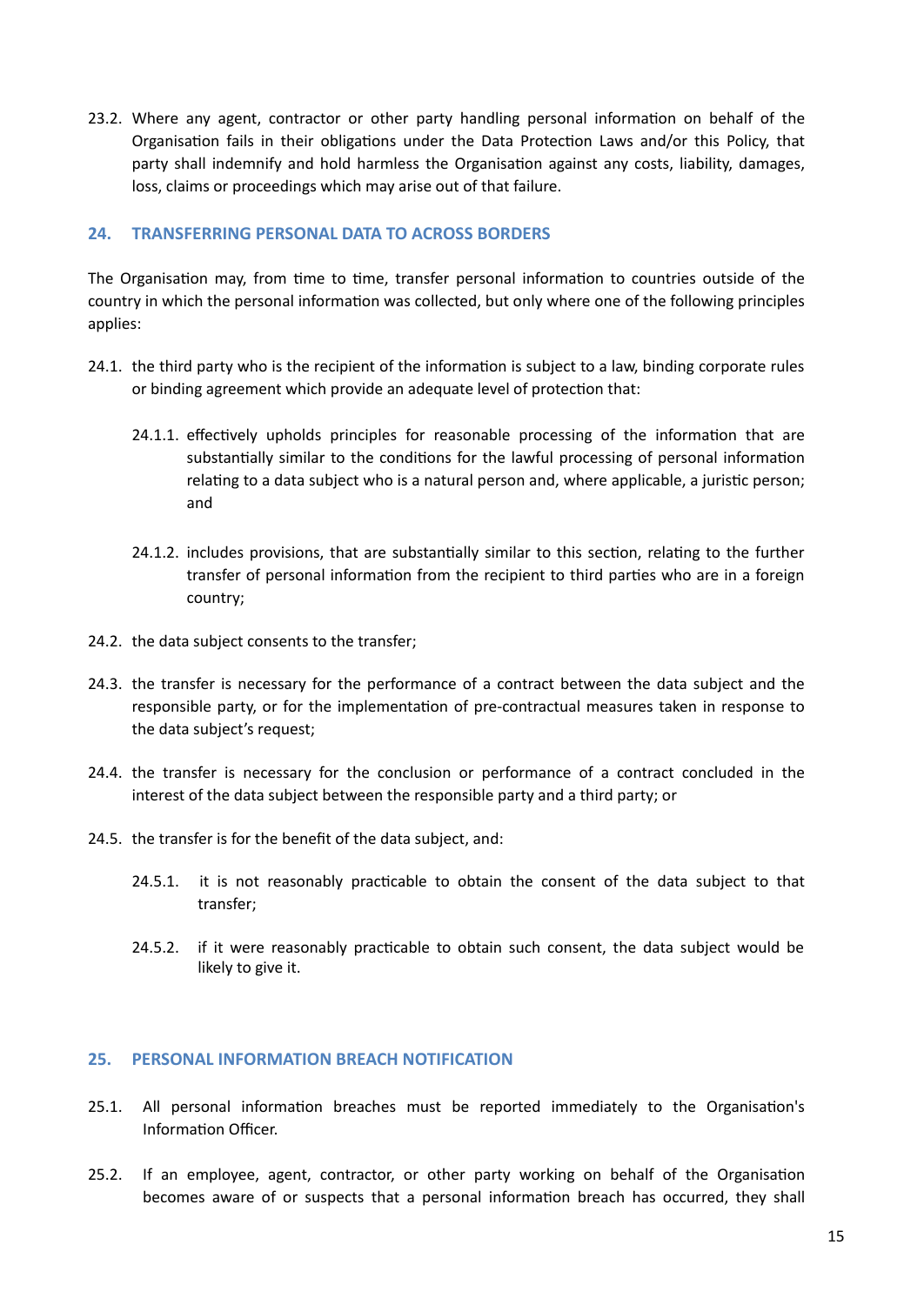23.2. Where any agent, contractor or other party handling personal information on behalf of the Organisation fails in their obligations under the Data Protection Laws and/or this Policy, that party shall indemnify and hold harmless the Organisation against any costs, liability, damages, loss, claims or proceedings which may arise out of that failure.

## 24. TRANSFERRING PERSONAL DATA TO ACROSS BORDERS

The Organisation may, from time to time, transfer personal information to countries outside of the country in which the personal information was collected, but only where one of the following principles applies:

24.1. the third party who is the recipient of the information is subject to a law, binding corporate rules or binding agreement which provide an adequate level of protection that:

24.1.1. effectively upholds principles for reasonable processing of the information that are substantially similar to the conditions for the lawful processing of personal information relating to a data subject who is a natural person and, where applicable, a juristic person; and

24.1.2. includes provisions, that are substantially similar to this section, relating to the further transfer of personal information from the recipient to third parties who are in a foreign country;

24.2. the data subject consents to the transfer;

24.3. the transfer is necessary for the performance of a contract between the data subject and the responsible party, or for the implementation of pre-contractual measures taken in response to the data subject's request;

24.4. the transfer is necessary for the conclusion or performance of a contract concluded in the interest of the data subject between the responsible party and a third party; or

24.5. the transfer is for the benefit of the data subject, and:

24.5.1. it is not reasonably practicable to obtain the consent of the data subject to that transfer;

24.5.2. if it were reasonably practicable to obtain such consent, the data subject would be likely to give it.

## 25. PERSONAL INFORMATION BREACH NOTIFICATION

25.1. All personal information breaches must be reported immediately to the Organisation's Information Officer.

25.2. If an employee, agent, contractor, or other party working on behalf of the Organisation becomes aware of or suspects that a personal information breach has occurred, they shall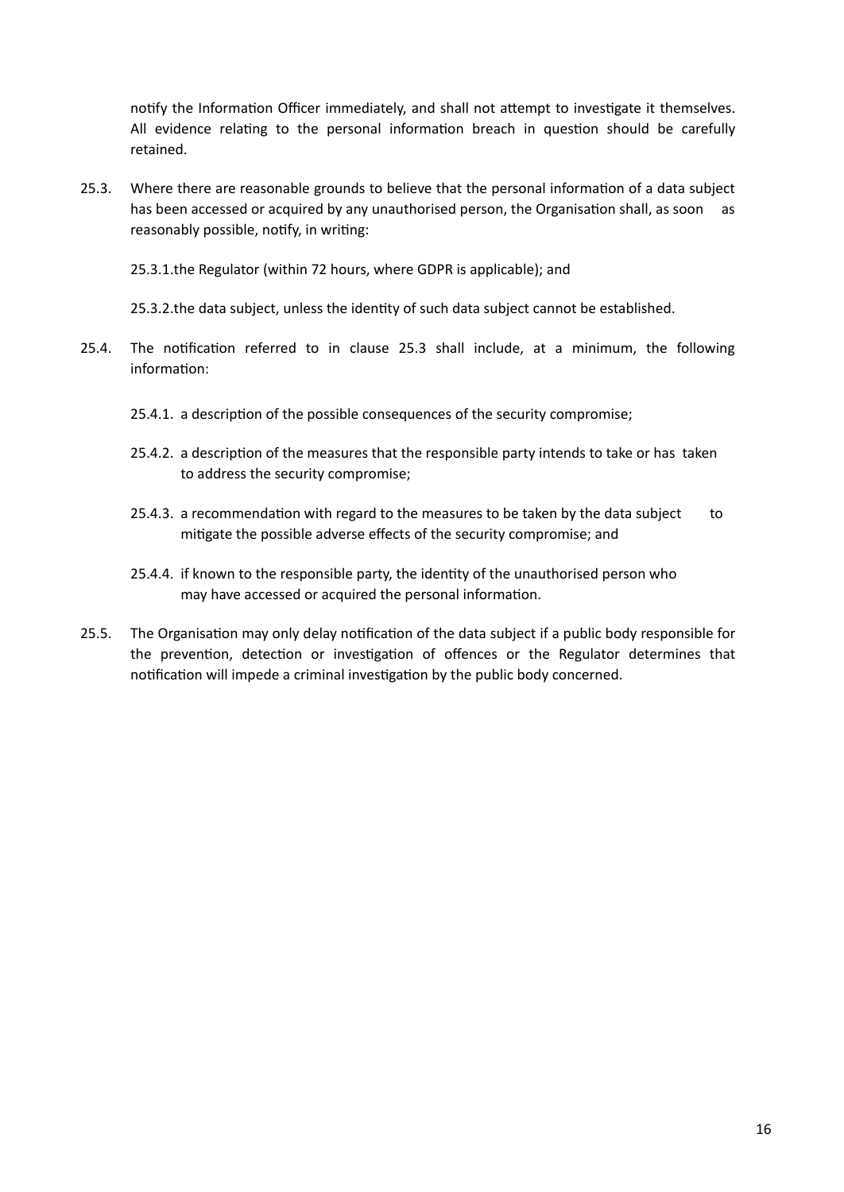notify the Information Officer immediately, and shall not attempt to investigate it themselves. All evidence relating to the personal information breach in question should be carefully retained.

25.3. Where there are reasonable grounds to believe that the personal information of a data subject has been accessed or acquired by any unauthorised person, the Organisation shall, as soon as reasonably possible, notify, in writing:

25.3.1. the Regulator (within 72 hours, where GDPR is applicable); and

25.3.2. the data subject, unless the identity of such data subject cannot be established.

25.4. The notification referred to in clause 25.3 shall include, at a minimum, the following information:

25.4.1. a description of the possible consequences of the security compromise;

25.4.2. a description of the measures that the responsible party intends to take or has taken to address the security compromise;

25.4.3. a recommendation with regard to the measures to be taken by the data subject to mitigate the possible adverse effects of the security compromise; and

25.4.4. if known to the responsible party, the identity of the unauthorised person who may have accessed or acquired the personal information.

25.5. The Organisation may only delay notification of the data subject if a public body responsible for the prevention, detection or investigation of offences or the Regulator determines that notification will impede a criminal investigation by the public body concerned.